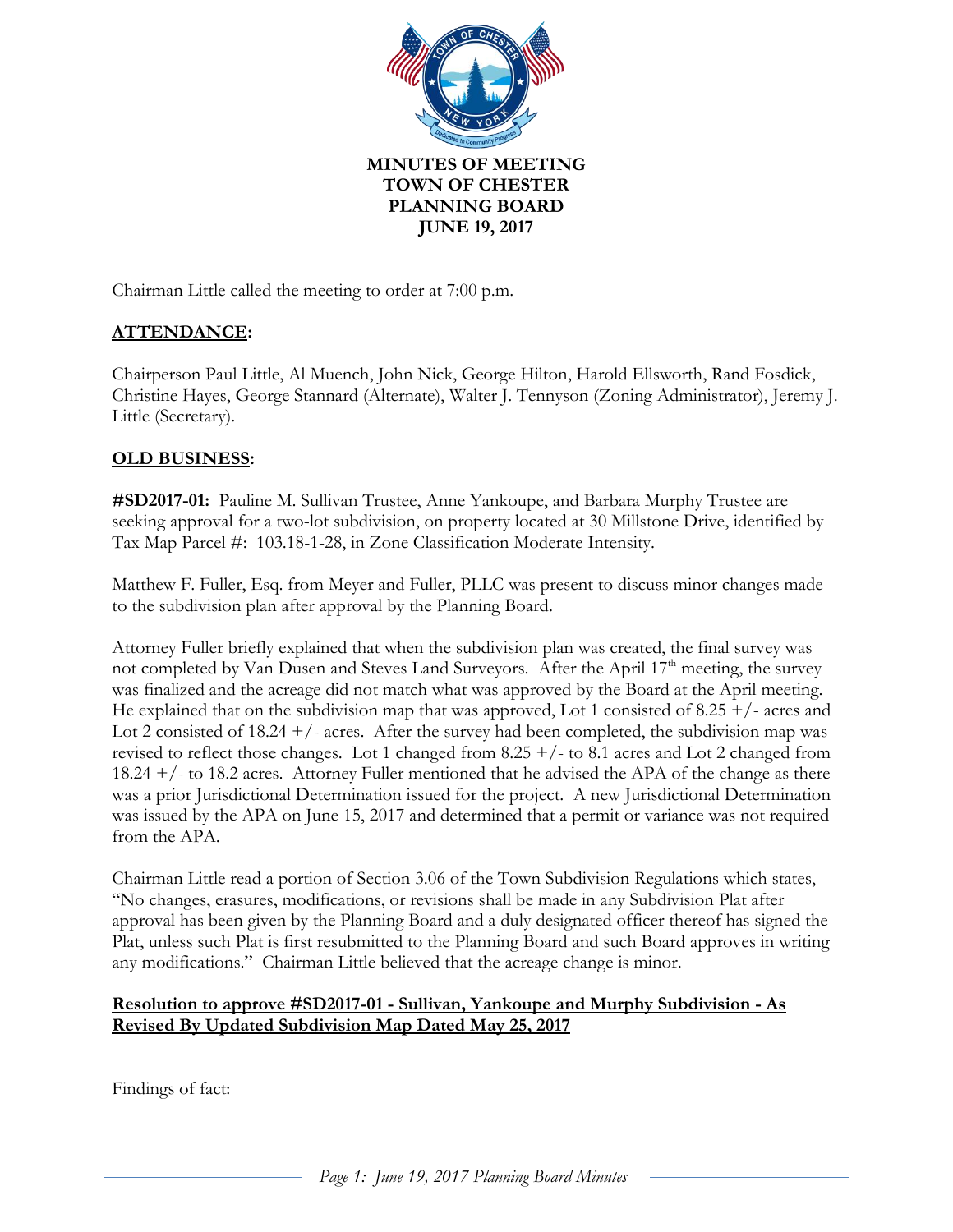# MINUTES OF MEETING TOWN OF CHESTER PLANNING BOARD JUNE 19, 2017

Chairman Little called the meeting to order at 7:00 p.m.

## **ATTENDANCE:**

Chairperson Paul Little, Al Muench, John Nick, George Hilton, Harold Ellsworth, Rand Fosdick, Christine Hayes, George Stannard (Alternate), Walter J. Tennyson (Zoning Administrator), Jeremy J. Little (Secretary).

## **OLD BUSINESS:**

**#SD2017-01:** Pauline M. Sullivan Trustee, Anne Yankoupe, and Barbara Murphy Trustee are seeking approval for a two-lot subdivision, on property located at 30 Millstone Drive, identified by Tax Map Parcel #: 103.18-1-28, in Zone Classification Moderate Intensity.

Matthew F. Fuller, Esq. from Meyer and Fuller, PLLC was present to discuss minor changes made to the subdivision plan after approval by the Planning Board.

Attorney Fuller briefly explained that when the subdivision plan was created, the final survey was not completed by Van Dusen and Steves Land Surveyors. After the April 17th meeting, the survey was finalized and the acreage did not match what was approved by the Board at the April meeting. He explained that on the subdivision map that was approved, Lot 1 consisted of 8.25 +/- acres and Lot 2 consisted of 18.24 +/- acres. After the survey had been completed, the subdivision map was revised to reflect those changes. Lot 1 changed from 8.25 +/- to 8.1 acres and Lot 2 changed from 18.24 +/- to 18.2 acres. Attorney Fuller mentioned that he advised the APA of the change as there was a prior Jurisdictional Determination issued for the project. A new Jurisdictional Determination was issued by the APA on June 15, 2017 and determined that a permit or variance was not required from the APA.

Chairman Little read a portion of Section 3.06 of the Town Subdivision Regulations which states, "No changes, erasures, modifications, or revisions shall be made in any Subdivision Plat after approval has been given by the Planning Board and a duly designated officer thereof has signed the Plat, unless such Plat is first resubmitted to the Planning Board and such Board approves in writing any modifications." Chairman Little believed that the acreage change is minor.

**Resolution to approve #SD2017-01 - Sullivan, Yankoupe and Murphy Subdivision - As Revised By Updated Subdivision Map Dated May 25, 2017**

Findings of fact: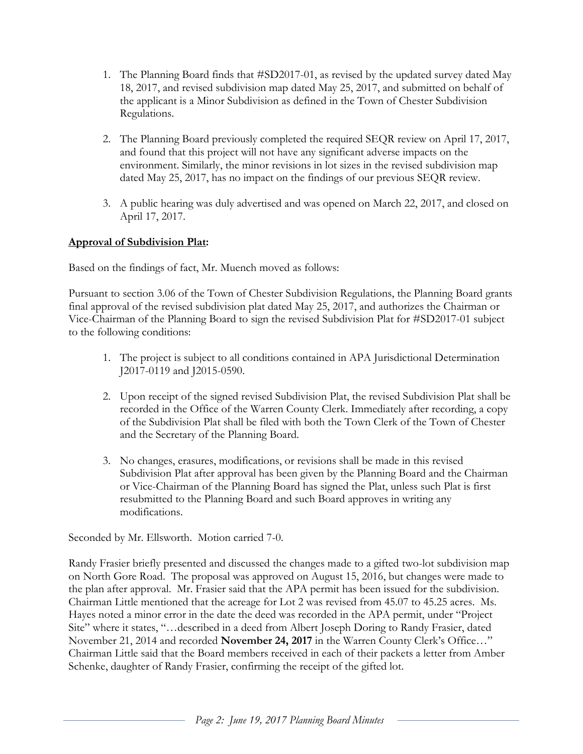1. The Planning Board finds that #SD2017-01, as revised by the updated survey dated May 18, 2017, and revised subdivision map dated May 25, 2017, and submitted on behalf of the applicant is a Minor Subdivision as defined in the Town of Chester Subdivision Regulations.

2. The Planning Board previously completed the required SEQR review on April 17, 2017, and found that this project will not have any significant adverse impacts on the environment. Similarly, the minor revisions in lot sizes in the revised subdivision map dated May 25, 2017, has no impact on the findings of our previous SEQR review.

3. A public hearing was duly advertised and was opened on March 22, 2017, and closed on April 17, 2017.

**Approval of Subdivision Plat:**

Based on the findings of fact, Mr. Muench moved as follows:

Pursuant to section 3.06 of the Town of Chester Subdivision Regulations, the Planning Board grants final approval of the revised subdivision plat dated May 25, 2017, and authorizes the Chairman or Vice-Chairman of the Planning Board to sign the revised Subdivision Plat for #SD2017-01 subject to the following conditions:

1. The project is subject to all conditions contained in APA Jurisdictional Determination J2017-0119 and J2015-0590.

2. Upon receipt of the signed revised Subdivision Plat, the revised Subdivision Plat shall be recorded in the Office of the Warren County Clerk. Immediately after recording, a copy of the Subdivision Plat shall be filed with both the Town Clerk of the Town of Chester and the Secretary of the Planning Board.

3. No changes, erasures, modifications, or revisions shall be made in this revised Subdivision Plat after approval has been given by the Planning Board and the Chairman or Vice-Chairman of the Planning Board has signed the Plat, unless such Plat is first resubmitted to the Planning Board and such Board approves in writing any modifications.

Seconded by Mr. Ellsworth. Motion carried 7-0.

Randy Frasier briefly presented and discussed the changes made to a gifted two-lot subdivision map on North Gore Road. The proposal was approved on August 15, 2016, but changes were made to the plan after approval. Mr. Frasier said that the APA permit has been issued for the subdivision. Chairman Little mentioned that the acreage for Lot 2 was revised from 45.07 to 45.25 acres. Ms. Hayes noted a minor error in the date the deed was recorded in the APA permit, under "Project Site" where it states, "…described in a deed from Albert Joseph Doring to Randy Frasier, dated November 21, 2014 and recorded **November 24, 2017** in the Warren County Clerk's Office…" Chairman Little said that the Board members received in each of their packets a letter from Amber Schenke, daughter of Randy Frasier, confirming the receipt of the gifted lot.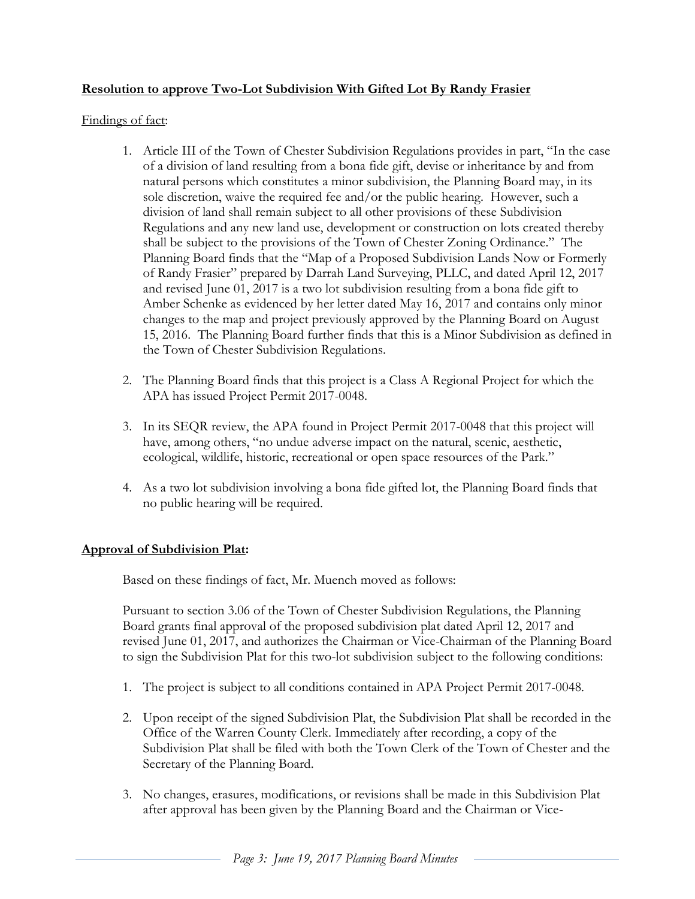**Resolution to approve Two-Lot Subdivision With Gifted Lot By Randy Frasier**

Findings of fact:

1. Article III of the Town of Chester Subdivision Regulations provides in part, "In the case of a division of land resulting from a bona fide gift, devise or inheritance by and from natural persons which constitutes a minor subdivision, the Planning Board may, in its sole discretion, waive the required fee and/or the public hearing. However, such a division of land shall remain subject to all other provisions of these Subdivision Regulations and any new land use, development or construction on lots created thereby shall be subject to the provisions of the Town of Chester Zoning Ordinance." The Planning Board finds that the "Map of a Proposed Subdivision Lands Now or Formerly of Randy Frasier" prepared by Darrah Land Surveying, PLLC, and dated April 12, 2017 and revised June 01, 2017 is a two lot subdivision resulting from a bona fide gift to Amber Schenke as evidenced by her letter dated May 16, 2017 and contains only minor changes to the map and project previously approved by the Planning Board on August 15, 2016. The Planning Board further finds that this is a Minor Subdivision as defined in the Town of Chester Subdivision Regulations.

2. The Planning Board finds that this project is a Class A Regional Project for which the APA has issued Project Permit 2017-0048.

3. In its SEQR review, the APA found in Project Permit 2017-0048 that this project will have, among others, "no undue adverse impact on the natural, scenic, aesthetic, ecological, wildlife, historic, recreational or open space resources of the Park."

4. As a two lot subdivision involving a bona fide gifted lot, the Planning Board finds that no public hearing will be required.

**Approval of Subdivision Plat:**

Based on these findings of fact, Mr. Muench moved as follows:

Pursuant to section 3.06 of the Town of Chester Subdivision Regulations, the Planning Board grants final approval of the proposed subdivision plat dated April 12, 2017 and revised June 01, 2017, and authorizes the Chairman or Vice-Chairman of the Planning Board to sign the Subdivision Plat for this two-lot subdivision subject to the following conditions:

1. The project is subject to all conditions contained in APA Project Permit 2017-0048.

2. Upon receipt of the signed Subdivision Plat, the Subdivision Plat shall be recorded in the Office of the Warren County Clerk. Immediately after recording, a copy of the Subdivision Plat shall be filed with both the Town Clerk of the Town of Chester and the Secretary of the Planning Board.

3. No changes, erasures, modifications, or revisions shall be made in this Subdivision Plat after approval has been given by the Planning Board and the Chairman or Vice-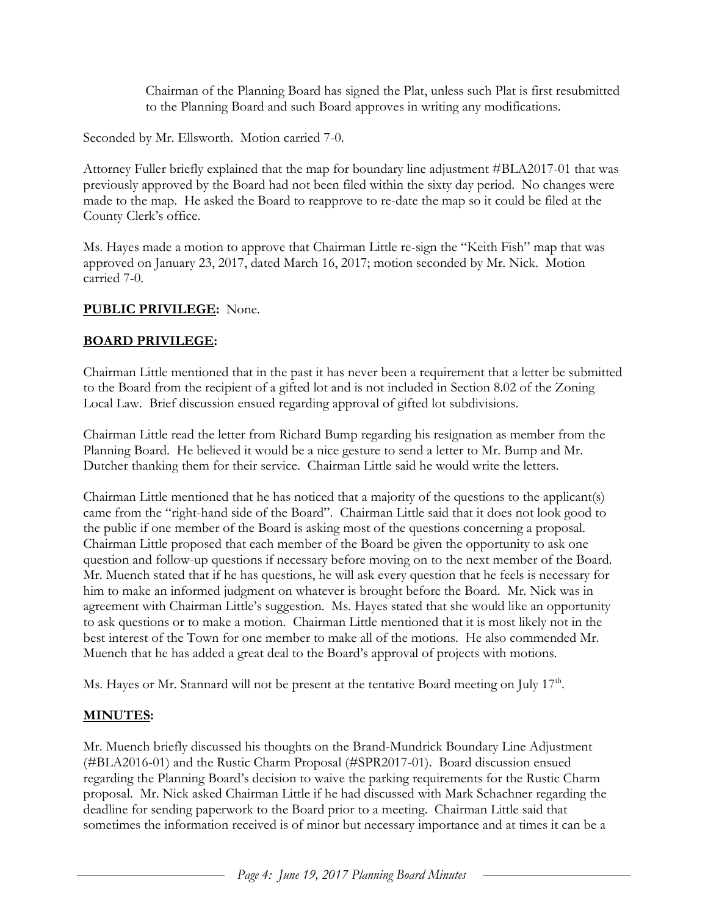Chairman of the Planning Board has signed the Plat, unless such Plat is first resubmitted to the Planning Board and such Board approves in writing any modifications.

Seconded by Mr. Ellsworth. Motion carried 7-0.

Attorney Fuller briefly explained that the map for boundary line adjustment #BLA2017-01 that was previously approved by the Board had not been filed within the sixty day period. No changes were made to the map. He asked the Board to reapprove to re-date the map so it could be filed at the County Clerk's office.

Ms. Hayes made a motion to approve that Chairman Little re-sign the "Keith Fish" map that was approved on January 23, 2017, dated March 16, 2017; motion seconded by Mr. Nick. Motion carried 7-0.

**PUBLIC PRIVILEGE:** None.

**BOARD PRIVILEGE:**

Chairman Little mentioned that in the past it has never been a requirement that a letter be submitted to the Board from the recipient of a gifted lot and is not included in Section 8.02 of the Zoning Local Law. Brief discussion ensued regarding approval of gifted lot subdivisions.

Chairman Little read the letter from Richard Bump regarding his resignation as member from the Planning Board. He believed it would be a nice gesture to send a letter to Mr. Bump and Mr. Dutcher thanking them for their service. Chairman Little said he would write the letters.

Chairman Little mentioned that he has noticed that a majority of the questions to the applicant(s) came from the "right-hand side of the Board". Chairman Little said that it does not look good to the public if one member of the Board is asking most of the questions concerning a proposal. Chairman Little proposed that each member of the Board be given the opportunity to ask one question and follow-up questions if necessary before moving on to the next member of the Board. Mr. Muench stated that if he has questions, he will ask every question that he feels is necessary for him to make an informed judgment on whatever is brought before the Board. Mr. Nick was in agreement with Chairman Little's suggestion. Ms. Hayes stated that she would like an opportunity to ask questions or to make a motion. Chairman Little mentioned that it is most likely not in the best interest of the Town for one member to make all of the motions. He also commended Mr. Muench that he has added a great deal to the Board's approval of projects with motions.

Ms. Hayes or Mr. Stannard will not be present at the tentative Board meeting on July 17th.

**MINUTES:**

Mr. Muench briefly discussed his thoughts on the Brand-Mundrick Boundary Line Adjustment (#BLA2016-01) and the Rustic Charm Proposal (#SPR2017-01). Board discussion ensued regarding the Planning Board's decision to waive the parking requirements for the Rustic Charm proposal. Mr. Nick asked Chairman Little if he had discussed with Mark Schachner regarding the deadline for sending paperwork to the Board prior to a meeting. Chairman Little said that sometimes the information received is of minor but necessary importance and at times it can be a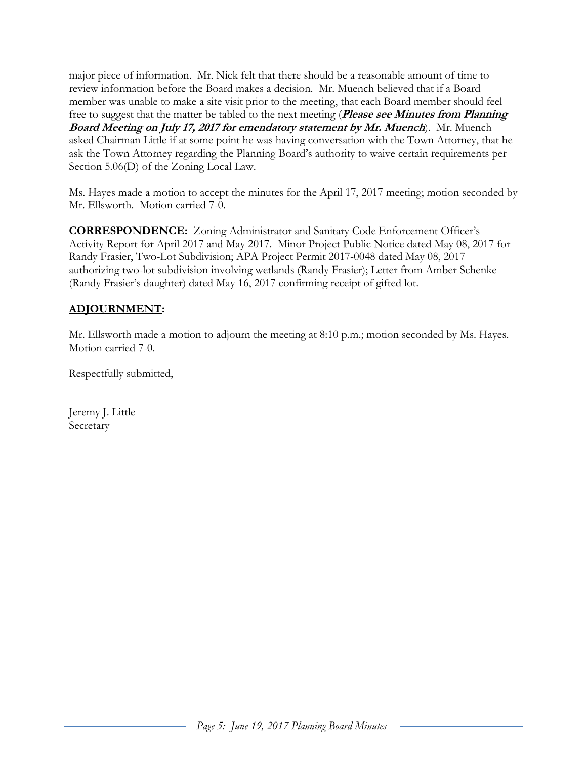major piece of information. Mr. Nick felt that there should be a reasonable amount of time to review information before the Board makes a decision. Mr. Muench believed that if a Board member was unable to make a site visit prior to the meeting, that each Board member should feel free to suggest that the matter be tabled to the next meeting (***Please see Minutes from Planning Board Meeting on July 17, 2017 for emendatory statement by Mr. Muench***). Mr. Muench asked Chairman Little if at some point he was having conversation with the Town Attorney, that he ask the Town Attorney regarding the Planning Board's authority to waive certain requirements per Section 5.06(D) of the Zoning Local Law.

Ms. Hayes made a motion to accept the minutes for the April 17, 2017 meeting; motion seconded by Mr. Ellsworth. Motion carried 7-0.

**CORRESPONDENCE:** Zoning Administrator and Sanitary Code Enforcement Officer's Activity Report for April 2017 and May 2017. Minor Project Public Notice dated May 08, 2017 for Randy Frasier, Two-Lot Subdivision; APA Project Permit 2017-0048 dated May 08, 2017 authorizing two-lot subdivision involving wetlands (Randy Frasier); Letter from Amber Schenke (Randy Frasier's daughter) dated May 16, 2017 confirming receipt of gifted lot.

**ADJOURNMENT:**

Mr. Ellsworth made a motion to adjourn the meeting at 8:10 p.m.; motion seconded by Ms. Hayes. Motion carried 7-0.

Respectfully submitted,

Jeremy J. Little
Secretary